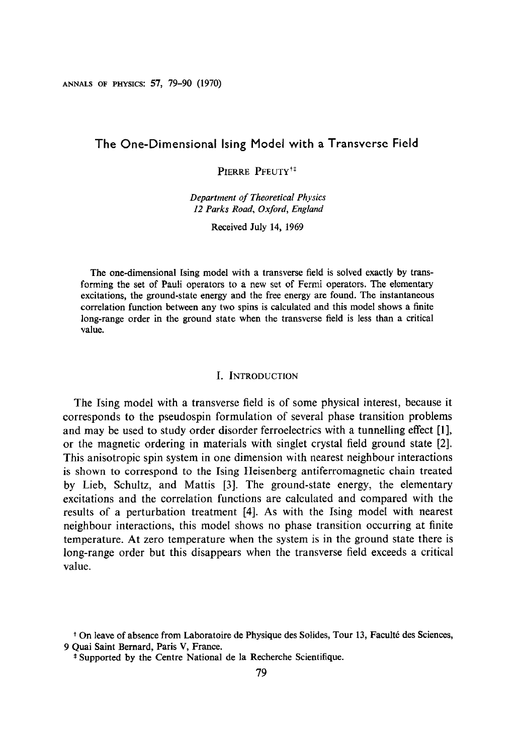# The One-Dimensional Ising Model with a Transverse Field

PIERRE PFEUTY[†‡]

*Department of Theoretical Physics*
*12 Parks Road, Oxford, England*

Received July 14, 1969

The one-dimensional Ising model with a transverse field is solved exactly by transforming the set of Pauli operators to a new set of Fermi operators. The elementary excitations, the ground-state energy and the free energy are found. The instantaneous correlation function between any two spins is calculated and this model shows a finite long-range order in the ground state when the transverse field is less than a critical value.

## I. INTRODUCTION

The Ising model with a transverse field is of some physical interest, because it corresponds to the pseudospin formulation of several phase transition problems and may be used to study order disorder ferroelectrics with a tunnelling effect [1], or the magnetic ordering in materials with singlet crystal field ground state [2]. This anisotropic spin system in one dimension with nearest neighbour interactions is shown to correspond to the Ising Heisenberg antiferromagnetic chain treated by Lieb, Schultz, and Mattis [3]. The ground-state energy, the elementary excitations and the correlation functions are calculated and compared with the results of a perturbation treatment [4]. As with the Ising model with nearest neighbour interactions, this model shows no phase transition occurring at finite temperature. At zero temperature when the system is in the ground state there is long-range order but this disappears when the transverse field exceeds a critical value.

† On leave of absence from Laboratoire de Physique des Solides, Tour 13, Faculté des Sciences, 9 Quai Saint Bernard, Paris V, France.

‡ Supported by the Centre National de la Recherche Scientifique.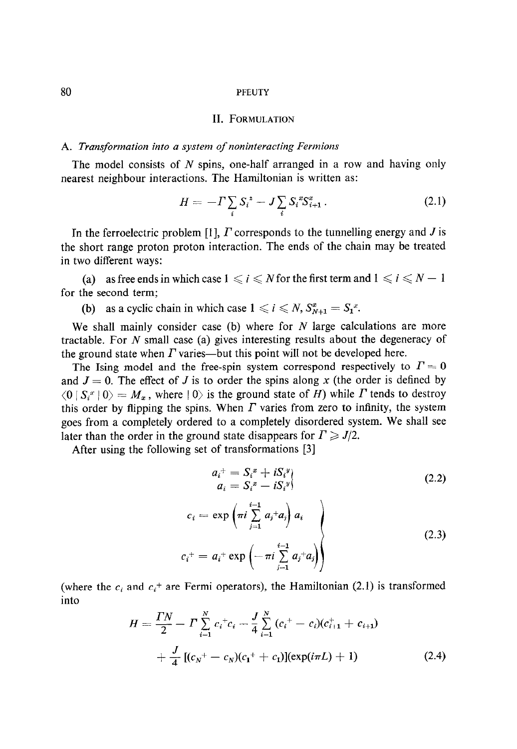## II. Formulation

### A. *Transformation into a system of noninteracting Fermions*

The model consists of $N$ spins, one-half arranged in a row and having only nearest neighbour interactions. The Hamiltonian is written as:

$$H = -\Gamma \sum_i S_i^z - J \sum_i S_i^x S_{i+1}^x . \tag{2.1}$$

In the ferroelectric problem [1], $\Gamma$ corresponds to the tunnelling energy and $J$ is the short range proton proton interaction. The ends of the chain may be treated in two different ways:

(a) as free ends in which case $1 \leqslant i \leqslant N$ for the first term and $1 \leqslant i \leqslant N - 1$ for the second term;

(b) as a cyclic chain in which case $1 \leqslant i \leqslant N$, $S_{N+1}^x = S_1^x$.

We shall mainly consider case (b) where for $N$ large calculations are more tractable. For $N$ small case (a) gives interesting results about the degeneracy of the ground state when $\Gamma$ varies—but this point will not be developed here.

The Ising model and the free-spin system correspond respectively to $\Gamma = 0$ and $J = 0$. The effect of $J$ is to order the spins along $x$ (the order is defined by $\langle 0 \mid S_i^x \mid 0 \rangle = M_x$, where $\mid 0 \rangle$ is the ground state of $H$) while $\Gamma$ tends to destroy this order by flipping the spins. When $\Gamma$ varies from zero to infinity, the system goes from a completely ordered to a completely disordered system. We shall see later than the order in the ground state disappears for $\Gamma \geqslant J/2$.

After using the following set of transformations [3]

$$\left.\begin{aligned} a_i^+ &= S_i^x + iS_i^y \\ a_i &= S_i^x - iS_i^y \end{aligned}\right\} \tag{2.2}$$

$$\left.\begin{aligned} c_i &= \exp\left(\pi i \sum_{j=1}^{i-1} a_j^+ a_j\right) a_i \\ c_i^+ &= a_i^+ \exp\left(-\pi i \sum_{j=1}^{i-1} a_j^+ a_j\right) \end{aligned}\right\} \tag{2.3}$$

(where the $c_i$ and $c_i^+$ are Fermi operators), the Hamiltonian (2.1) is transformed into

$$\begin{aligned} H = \frac{\Gamma N}{2} - \Gamma \sum_{i=1}^{N} c_i^+ c_i - \frac{J}{4} \sum_{i=1}^{N} (c_i^+ - c_i)(c_{i+1}^+ + c_{i+1}) \\ + \frac{J}{4} [(c_N^+ - c_N)(c_1^+ + c_1)](\exp(i\pi L) + 1) \end{aligned} \tag{2.4}$$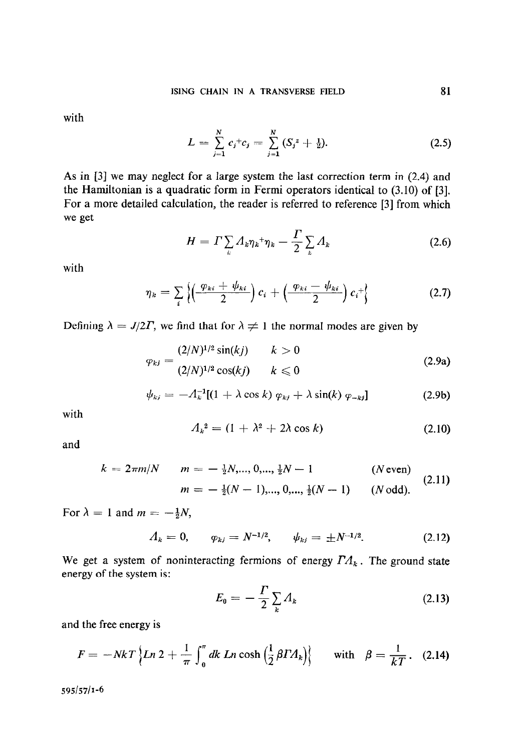with

$$L = \sum_{j=1}^{N} c_j^+ c_j = \sum_{j=1}^{N} (S_j^z + \tfrac{1}{2}). \tag{2.5}$$

As in [3] we may neglect for a large system the last correction term in (2.4) and the Hamiltonian is a quadratic form in Fermi operators identical to (3.10) of [3]. For a more detailed calculation, the reader is referred to reference [3] from which we get

$$H = \Gamma \sum_k \Lambda_k \eta_k^+ \eta_k - \frac{\Gamma}{2} \sum_k \Lambda_k \tag{2.6}$$

with

$$\eta_k = \sum_i \left\{ \left( \frac{\varphi_{ki} + \psi_{ki}}{2} \right) c_i + \left( \frac{\varphi_{ki} - \psi_{ki}}{2} \right) c_i^+ \right\} \tag{2.7}$$

Defining $\lambda = J/2\Gamma$, we find that for $\lambda \neq 1$ the normal modes are given by

$$\varphi_{kj} = \begin{matrix} (2/N)^{1/2} \sin(kj) & k > 0 \\ (2/N)^{1/2} \cos(kj) & k \leqslant 0 \end{matrix} \tag{2.9a}$$

$$\psi_{kj} = -\Lambda_k^{-1} [(1 + \lambda \cos k)\, \varphi_{kj} + \lambda \sin(k)\, \varphi_{-kj}] \tag{2.9b}$$

with

$$\Lambda_k^2 = (1 + \lambda^2 + 2\lambda \cos k) \tag{2.10}$$

and

$$k = 2\pi m/N \qquad \begin{matrix} m = -\tfrac{1}{2}N, \ldots, 0, \ldots, \tfrac{1}{2}N - 1 & (N\ \text{even}) \\ m = -\tfrac{1}{2}(N-1), \ldots, 0, \ldots, \tfrac{1}{2}(N-1) & (N\ \text{odd}). \end{matrix} \tag{2.11}$$

For $\lambda = 1$ and $m = -\tfrac{1}{2}N$,

$$\Lambda_k = 0, \qquad \varphi_{kj} = N^{-1/2}, \qquad \psi_{kj} = \pm N^{-1/2}. \tag{2.12}$$

We get a system of noninteracting fermions of energy $\Gamma \Lambda_k$. The ground state energy of the system is:

$$E_0 = -\frac{\Gamma}{2} \sum_k \Lambda_k \tag{2.13}$$

and the free energy is

$$F = -NkT \left\{ Ln\, 2 + \frac{1}{\pi} \int_0^{\pi} dk\, Ln \cosh\left(\frac{1}{2} \beta \Gamma \Lambda_k\right) \right\} \qquad \text{with } \beta = \frac{1}{kT}. \tag{2.14}$$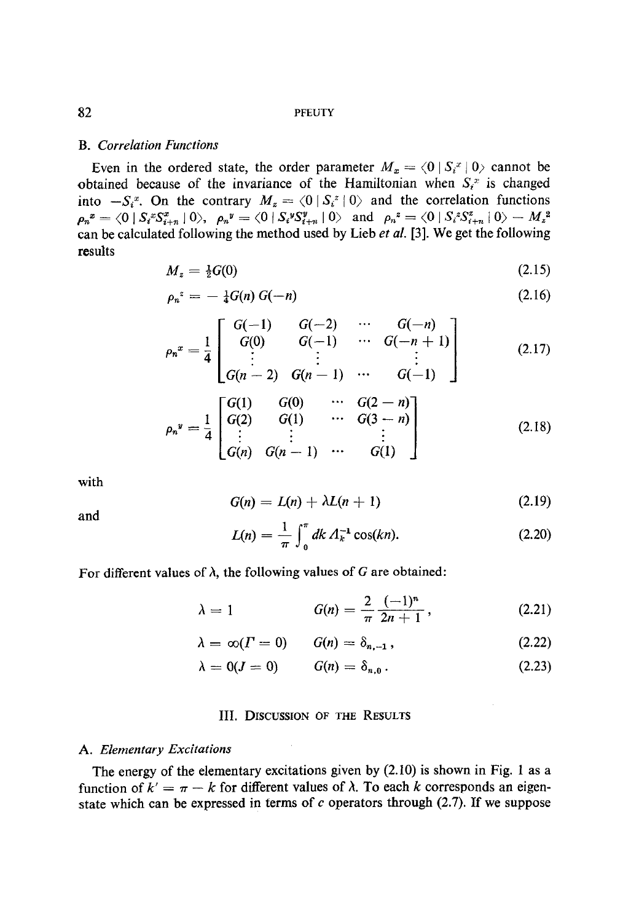### B. *Correlation Functions*

Even in the ordered state, the order parameter $M_x = \langle 0 \mid S_i^x \mid 0 \rangle$ cannot be obtained because of the invariance of the Hamiltonian when $S_i^x$ is changed into $-S_i^x$. On the contrary $M_z = \langle 0 \mid S_i^z \mid 0 \rangle$ and the correlation functions $\rho_n^x = \langle 0 \mid S_i^x S_{i+n}^x \mid 0 \rangle$, $\rho_n^y = \langle 0 \mid S_i^y S_{i+n}^y \mid 0 \rangle$ and $\rho_n^z = \langle 0 \mid S_i^z S_{i+n}^z \mid 0 \rangle - M_z^2$ can be calculated following the method used by Lieb *et al.* [3]. We get the following results

$$M_z = \tfrac{1}{2} G(0) \tag{2.15}$$

$$\rho_n^z = -\tfrac{1}{4} G(n)\, G(-n) \tag{2.16}$$

$$\rho_n^x = \frac{1}{4} \begin{bmatrix} G(-1) & G(-2) & \cdots & G(-n) \\ G(0) & G(-1) & \cdots & G(-n+1) \\ \vdots & \vdots & & \vdots \\ G(n-2) & G(n-1) & \cdots & G(-1) \end{bmatrix} \tag{2.17}$$

$$\rho_n^y = \frac{1}{4} \begin{bmatrix} G(1) & G(0) & \cdots & G(2-n) \\ G(2) & G(1) & \cdots & G(3-n) \\ \vdots & \vdots & & \vdots \\ G(n) & G(n-1) & \cdots & G(1) \end{bmatrix} \tag{2.18}$$

with

$$G(n) = L(n) + \lambda L(n+1) \tag{2.19}$$

and

$$L(n) = \frac{1}{\pi} \int_0^\pi dk\, \Lambda_k^{-1} \cos(kn). \tag{2.20}$$

For different values of $\lambda$, the following values of $G$ are obtained:

$$\lambda = 1 \qquad G(n) = \frac{2}{\pi} \frac{(-1)^n}{2n+1}, \tag{2.21}$$

$$\lambda = \infty (\Gamma = 0) \qquad G(n) = \delta_{n,-1}, \tag{2.22}$$

$$\lambda = 0 (J = 0) \qquad G(n) = \delta_{n,0}. \tag{2.23}$$

## III. Discussion of the Results

### A. *Elementary Excitations*

The energy of the elementary excitations given by (2.10) is shown in Fig. 1 as a function of $k' = \pi - k$ for different values of $\lambda$. To each $k$ corresponds an eigenstate which can be expressed in terms of $c$ operators through (2.7). If we suppose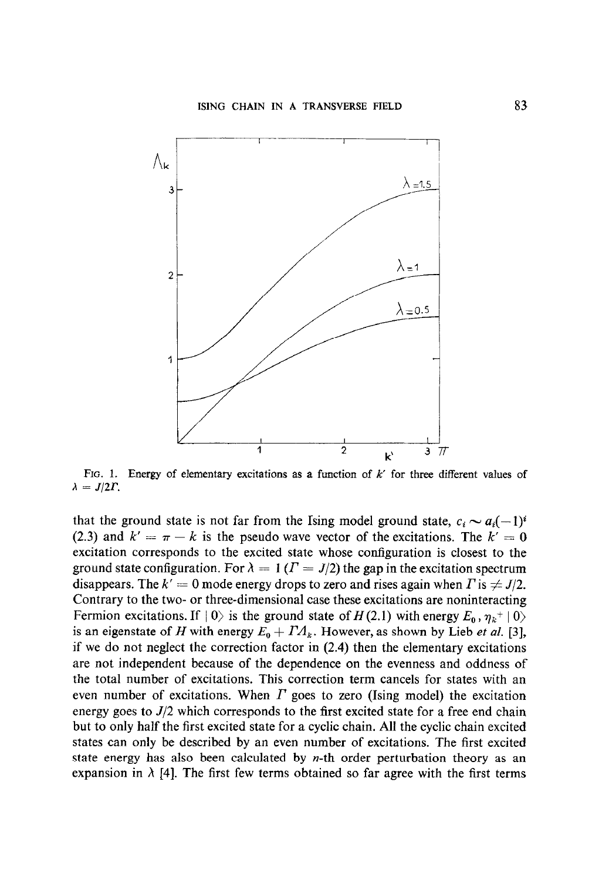FIG. 1. Energy of elementary excitations as a function of $k'$ for three different values of $\lambda = J/2\Gamma$.

that the ground state is not far from the Ising model ground state, $c_i \sim a_i(-1)^i$ (2.3) and $k' = \pi - k$ is the pseudo wave vector of the excitations. The $k' = 0$ excitation corresponds to the excited state whose configuration is closest to the ground state configuration. For $\lambda = 1$ ($\Gamma = J/2$) the gap in the excitation spectrum disappears. The $k' = 0$ mode energy drops to zero and rises again when $\Gamma$ is $\neq J/2$. Contrary to the two- or three-dimensional case these excitations are noninteracting Fermion excitations. If $|0\rangle$ is the ground state of $H$(2.1) with energy $E_0$, $\eta_k^+ |0\rangle$ is an eigenstate of $H$ with energy $E_0 + \Gamma\Lambda_k$. However, as shown by Lieb *et al.* [3], if we do not neglect the correction factor in (2.4) then the elementary excitations are not independent because of the dependence on the evenness and oddness of the total number of excitations. This correction term cancels for states with an even number of excitations. When $\Gamma$ goes to zero (Ising model) the excitation energy goes to $J/2$ which corresponds to the first excited state for a free end chain but to only half the first excited state for a cyclic chain. All the cyclic chain excited states can only be described by an even number of excitations. The first excited state energy has also been calculated by $n$-th order perturbation theory as an expansion in $\lambda$ [4]. The first few terms obtained so far agree with the first terms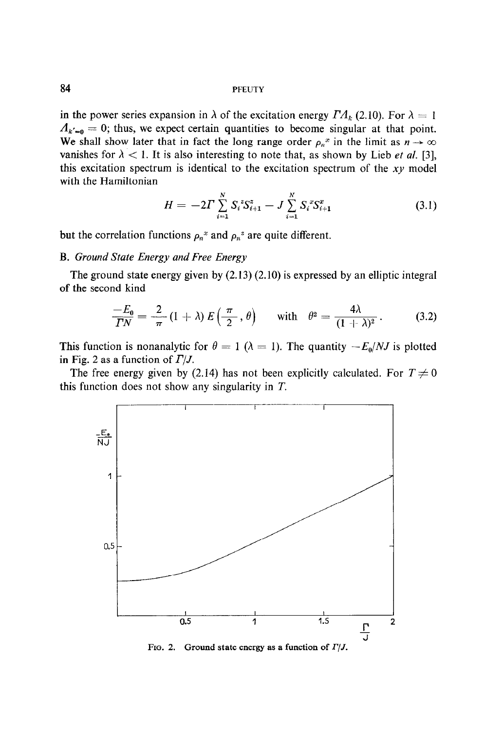in the power series expansion in $\lambda$ of the excitation energy $\Gamma\Lambda_k$ (2.10). For $\lambda = 1$ $\Lambda_{k'=0} = 0$; thus, we expect certain quantities to become singular at that point. We shall show later that in fact the long range order $\rho_n^x$ in the limit as $n \to \infty$ vanishes for $\lambda < 1$. It is also interesting to note that, as shown by Lieb *et al.* [3], this excitation spectrum is identical to the excitation spectrum of the $xy$ model with the Hamiltonian

$$H = -2\Gamma \sum_{i=1}^{N} S_i^z S_{i+1}^z - J \sum_{i=1}^{N} S_i^x S_{i+1}^x \tag{3.1}$$

but the correlation functions $\rho_n^x$ and $\rho_n^z$ are quite different.

## B. *Ground State Energy and Free Energy*

The ground state energy given by (2.13) (2.10) is expressed by an elliptic integral of the second kind

$$\frac{-E_0}{\Gamma N} = \frac{2}{\pi}(1 + \lambda)\, E\left(\frac{\pi}{2}, \theta\right) \quad \text{with} \quad \theta^2 = \frac{4\lambda}{(1+\lambda)^2}. \tag{3.2}$$

This function is nonanalytic for $\theta = 1$ ($\lambda = 1$). The quantity $-E_0/NJ$ is plotted in Fig. 2 as a function of $\Gamma/J$.

The free energy given by (2.14) has not been explicitly calculated. For $T \neq 0$ this function does not show any singularity in $T$.

FIG. 2. Ground state energy as a function of $\Gamma/J$.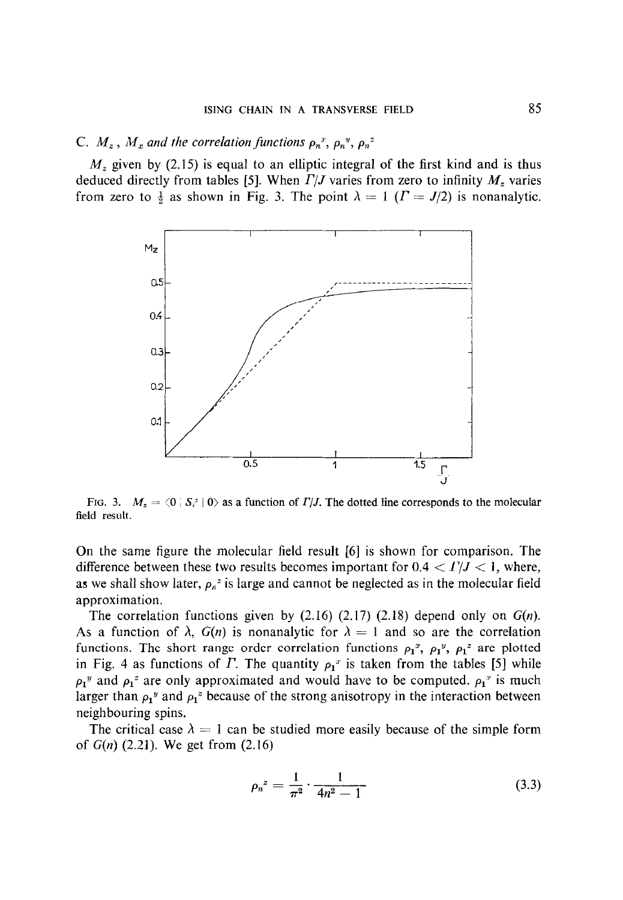### C. $M_z$, $M_x$ and the correlation functions $\rho_n^x$, $\rho_n^y$, $\rho_n^z$

$M_z$ given by (2.15) is equal to an elliptic integral of the first kind and is thus deduced directly from tables [5]. When $\Gamma/J$ varies from zero to infinity $M_z$ varies from zero to $\frac{1}{2}$ as shown in Fig. 3. The point $\lambda = 1$ ($\Gamma = J/2$) is nonanalytic.

FIG. 3. $M_z = \langle 0 | S_i^z | 0 \rangle$ as a function of $\Gamma/J$. The dotted line corresponds to the molecular field result.

On the same figure the molecular field result [6] is shown for comparison. The difference between these two results becomes important for $0.4 < \Gamma/J < 1$, where, as we shall show later, $\rho_n^z$ is large and cannot be neglected as in the molecular field approximation.

The correlation functions given by (2.16) (2.17) (2.18) depend only on $G(n)$. As a function of $\lambda$, $G(n)$ is nonanalytic for $\lambda = 1$ and so are the correlation functions. The short range order correlation functions $\rho_1^x$, $\rho_1^y$, $\rho_1^z$ are plotted in Fig. 4 as functions of $\Gamma$. The quantity $\rho_1^x$ is taken from the tables [5] while $\rho_1^y$ and $\rho_1^z$ are only approximated and would have to be computed. $\rho_1^x$ is much larger than $\rho_1^y$ and $\rho_1^z$ because of the strong anisotropy in the interaction between neighbouring spins.

The critical case $\lambda = 1$ can be studied more easily because of the simple form of $G(n)$ (2.21). We get from (2.16)

$$\rho_n^z = \frac{1}{\pi^2} \cdot \frac{1}{4n^2 - 1} \tag{3.3}$$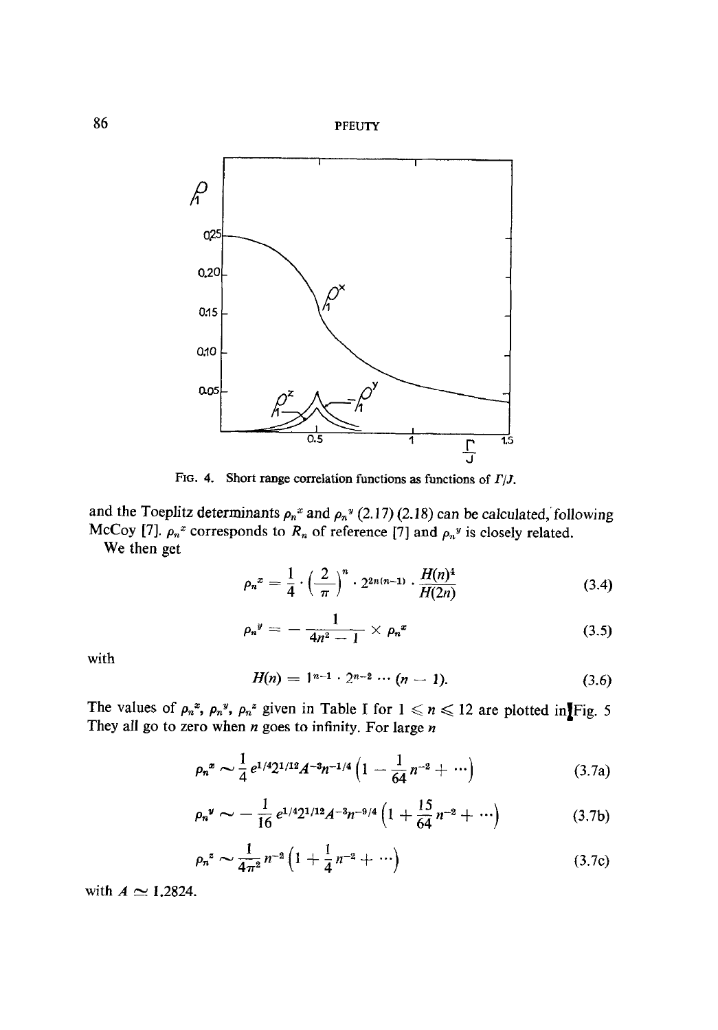FIG. 4. Short range correlation functions as functions of $\Gamma/J$.

and the Toeplitz determinants $\rho_n^x$ and $\rho_n^y$ (2.17) (2.18) can be calculated, following McCoy [7]. $\rho_n^x$ corresponds to $R_n$ of reference [7] and $\rho_n^y$ is closely related.

We then get

$$\rho_n^x = \frac{1}{4} \cdot \left(\frac{2}{\pi}\right)^n \cdot 2^{2n(n-1)} \cdot \frac{H(n)^4}{H(2n)} \tag{3.4}$$

$$\rho_n^y = -\frac{1}{4n^2 - 1} \times \rho_n^x \tag{3.5}$$

with

$$H(n) = 1^{n-1} \cdot 2^{n-2} \cdots (n-1). \tag{3.6}$$

The values of $\rho_n^x$, $\rho_n^y$, $\rho_n^z$ given in Table I for $1 \leqslant n \leqslant 12$ are plotted in Fig. 5 They all go to zero when $n$ goes to infinity. For large $n$

$$\rho_n^x \sim \frac{1}{4} e^{1/4} 2^{1/12} A^{-3} n^{-1/4} \left(1 - \frac{1}{64} n^{-2} + \cdots\right) \tag{3.7a}$$

$$\rho_n^y \sim -\frac{1}{16} e^{1/4} 2^{1/12} A^{-3} n^{-9/4} \left(1 + \frac{15}{64} n^{-2} + \cdots\right) \tag{3.7b}$$

$$\rho_n^z \sim \frac{1}{4\pi^2} n^{-2} \left(1 + \frac{1}{4} n^{-2} + \cdots\right) \tag{3.7c}$$

with $A \simeq 1.2824$.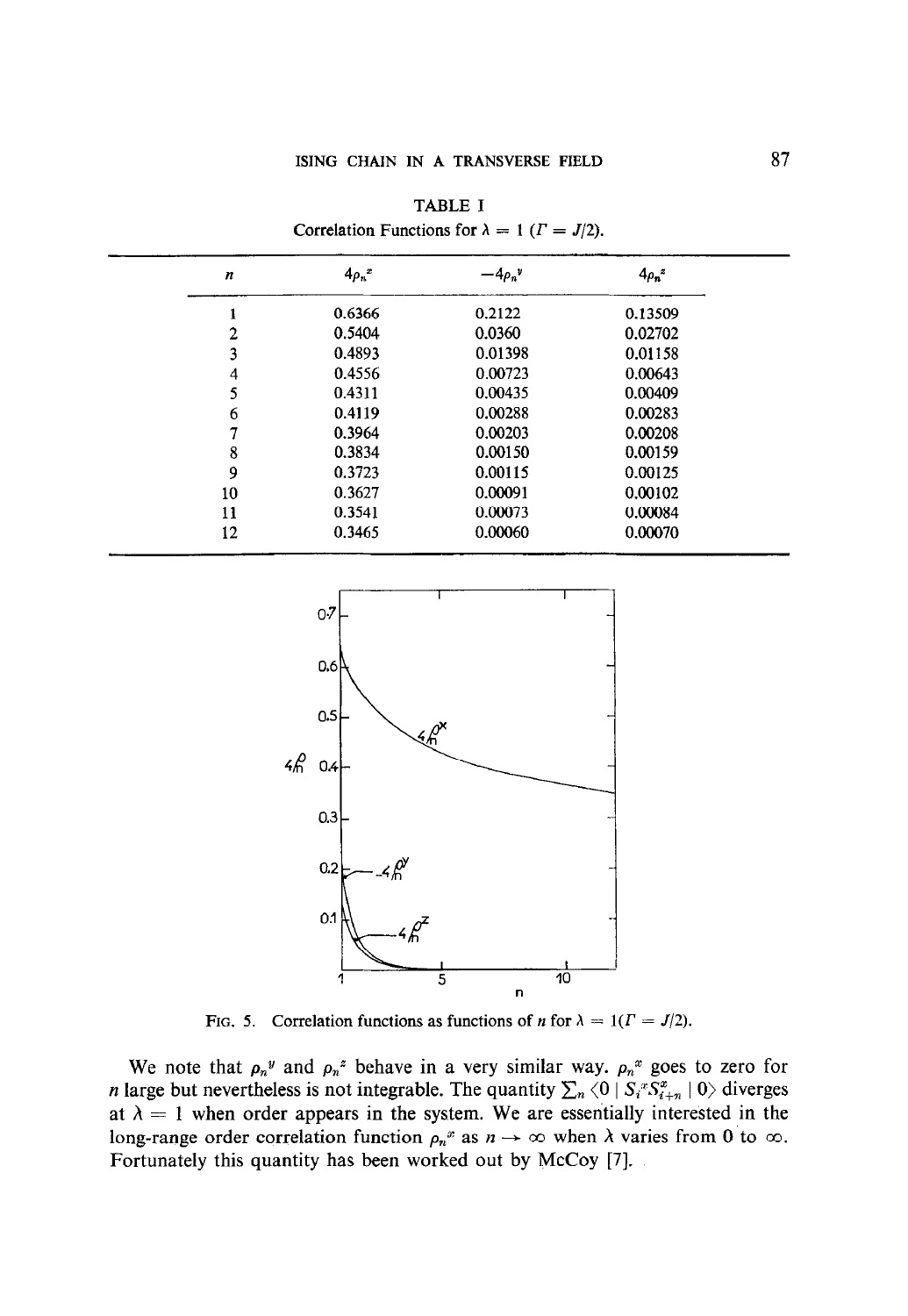TABLE I

Correlation Functions for $\lambda = 1$ ($\Gamma = J/2$).

| $n$ | $4\rho_n^x$ | $-4\rho_n^y$ | $4\rho_n^z$ |
|---|---|---|---|
| 1 | 0.6366 | 0.2122 | 0.13509 |
| 2 | 0.5404 | 0.0360 | 0.02702 |
| 3 | 0.4893 | 0.01398 | 0.01158 |
| 4 | 0.4556 | 0.00723 | 0.00643 |
| 5 | 0.4311 | 0.00435 | 0.00409 |
| 6 | 0.4119 | 0.00288 | 0.00283 |
| 7 | 0.3964 | 0.00203 | 0.00208 |
| 8 | 0.3834 | 0.00150 | 0.00159 |
| 9 | 0.3723 | 0.00115 | 0.00125 |
| 10 | 0.3627 | 0.00091 | 0.00102 |
| 11 | 0.3541 | 0.00073 | 0.00084 |
| 12 | 0.3465 | 0.00060 | 0.00070 |

FIG. 5. Correlation functions as functions of $n$ for $\lambda = 1$ ($\Gamma = J/2$).

We note that $\rho_n^y$ and $\rho_n^z$ behave in a very similar way. $\rho_n^x$ goes to zero for $n$ large but nevertheless is not integrable. The quantity $\sum_n \langle 0 \mid S_i^x S_{i+n}^x \mid 0 \rangle$ diverges at $\lambda = 1$ when order appears in the system. We are essentially interested in the long-range order correlation function $\rho_n^x$ as $n \to \infty$ when $\lambda$ varies from 0 to $\infty$. Fortunately this quantity has been worked out by McCoy [7].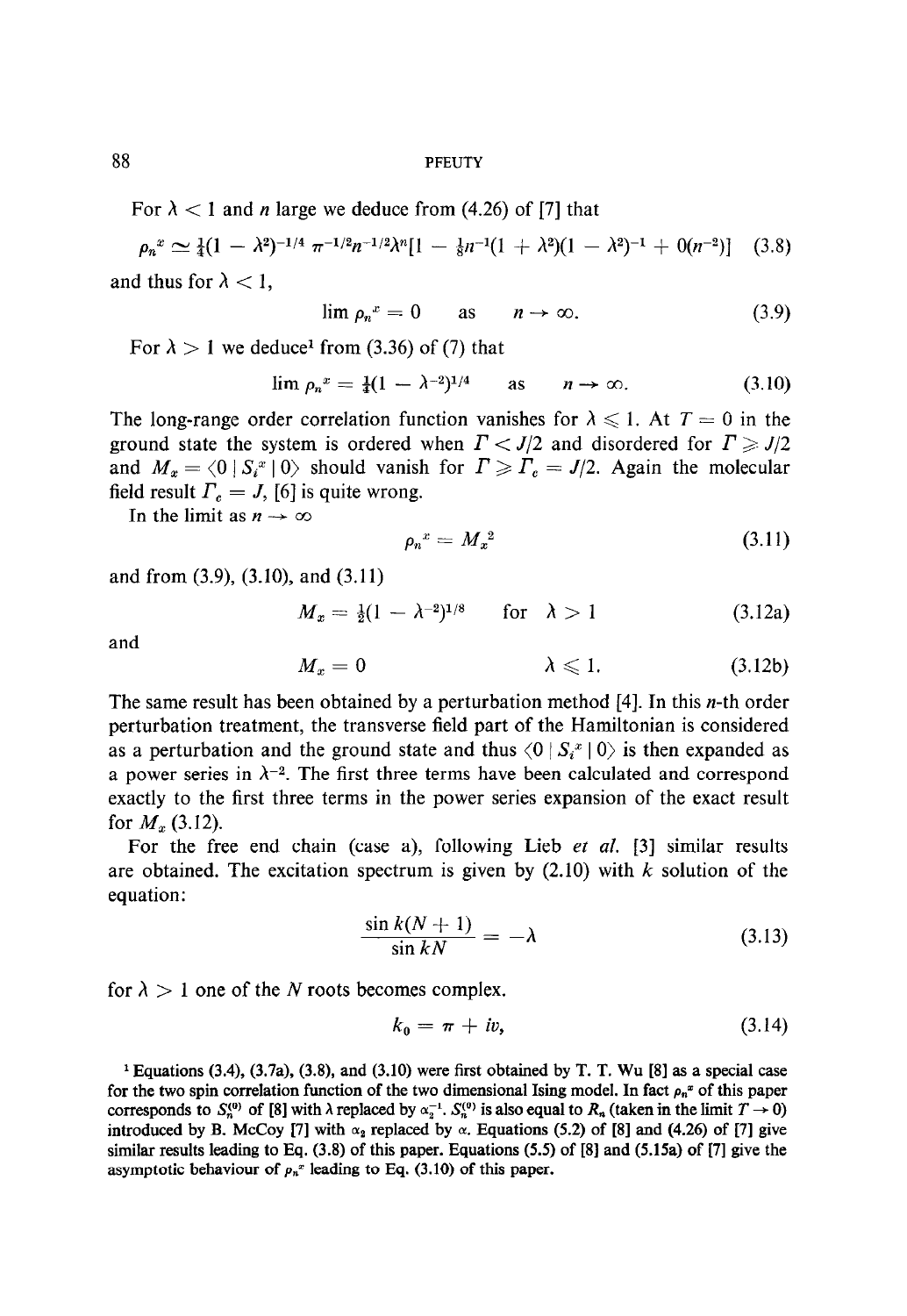For $\lambda < 1$ and $n$ large we deduce from (4.26) of [7] that

$$\rho_n^x \simeq \tfrac{1}{4}(1 - \lambda^2)^{-1/4} \pi^{-1/2} n^{-1/2} \lambda^n [1 - \tfrac{1}{8} n^{-1}(1 + \lambda^2)(1 - \lambda^2)^{-1} + 0(n^{-2})] \quad (3.8)$$

and thus for $\lambda < 1$,

$$\lim \rho_n^x = 0 \qquad \text{as} \qquad n \to \infty. \quad (3.9)$$

For $\lambda > 1$ we deduce[1] from (3.36) of (7) that

$$\lim \rho_n^x = \tfrac{1}{4}(1 - \lambda^{-2})^{1/4} \qquad \text{as} \qquad n \to \infty. \quad (3.10)$$

The long-range order correlation function vanishes for $\lambda \leqslant 1$. At $T = 0$ in the ground state the system is ordered when $\Gamma < J/2$ and disordered for $\Gamma \geqslant J/2$ and $M_x = \langle 0 \mid S_i^x \mid 0 \rangle$ should vanish for $\Gamma \geqslant \Gamma_c = J/2$. Again the molecular field result $\Gamma_c = J$, [6] is quite wrong.

In the limit as $n \to \infty$

$$\rho_n^x = M_x^2 \quad (3.11)$$

and from (3.9), (3.10), and (3.11)

$$M_x = \tfrac{1}{2}(1 - \lambda^{-2})^{1/8} \qquad \text{for} \quad \lambda > 1 \quad (3.12a)$$

and

$$M_x = 0 \qquad \lambda \leqslant 1. \quad (3.12b)$$

The same result has been obtained by a perturbation method [4]. In this $n$-th order perturbation treatment, the transverse field part of the Hamiltonian is considered as a perturbation and the ground state and thus $\langle 0 \mid S_i^x \mid 0 \rangle$ is then expanded as a power series in $\lambda^{-2}$. The first three terms have been calculated and correspond exactly to the first three terms in the power series expansion of the exact result for $M_x$ (3.12).

For the free end chain (case a), following Lieb *et al.* [3] similar results are obtained. The excitation spectrum is given by (2.10) with $k$ solution of the equation:

$$\frac{\sin k(N+1)}{\sin kN} = -\lambda \quad (3.13)$$

for $\lambda > 1$ one of the $N$ roots becomes complex.

$$k_0 = \pi + iv, \quad (3.14)$$

[1] Equations (3.4), (3.7a), (3.8), and (3.10) were first obtained by T. T. Wu [8] as a special case for the two spin correlation function of the two dimensional Ising model. In fact $\rho_n^x$ of this paper corresponds to $S_n^{(0)}$ of [8] with $\lambda$ replaced by $\alpha_2^{-1}$. $S_n^{(0)}$ is also equal to $R_n$ (taken in the limit $T \to 0$) introduced by B. McCoy [7] with $\alpha_2$ replaced by $\alpha$. Equations (5.2) of [8] and (4.26) of [7] give similar results leading to Eq. (3.8) of this paper. Equations (5.5) of [8] and (5.15a) of [7] give the asymptotic behaviour of $\rho_n^x$ leading to Eq. (3.10) of this paper.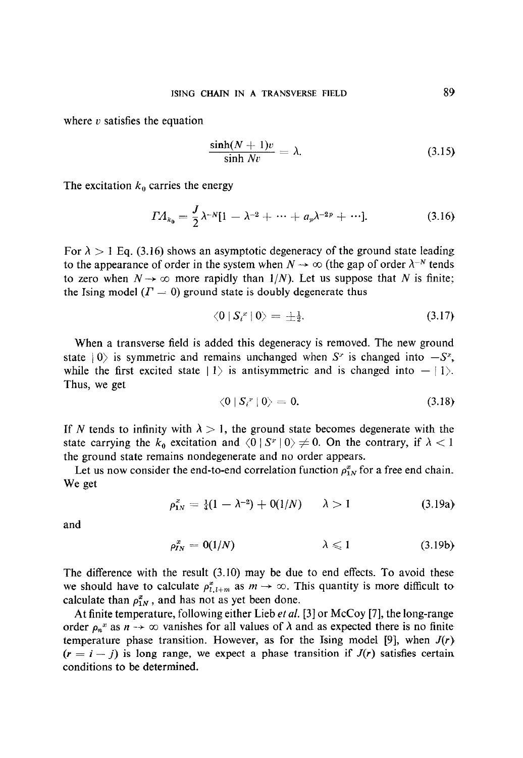where $v$ satisfies the equation

$$\frac{\sinh(N+1)v}{\sinh Nv} = \lambda. \tag{3.15}$$

The excitation $k_0$ carries the energy

$$\Gamma \Lambda_{k_0} = \frac{J}{2}\lambda^{-N}[1 - \lambda^{-2} + \cdots + a_p\lambda^{-2p} + \cdots]. \tag{3.16}$$

For $\lambda > 1$ Eq. (3.16) shows an asymptotic degeneracy of the ground state leading to the appearance of order in the system when $N \to \infty$ (the gap of order $\lambda^{-N}$ tends to zero when $N \to \infty$ more rapidly than $1/N$). Let us suppose that $N$ is finite; the Ising model ($\Gamma = 0$) ground state is doubly degenerate thus

$$\langle 0 \mid S_i^x \mid 0 \rangle = \pm\tfrac{1}{2}. \tag{3.17}$$

When a transverse field is added this degeneracy is removed. The new ground state $\mid 0 \rangle$ is symmetric and remains unchanged when $S^x$ is changed into $-S^x$, while the first excited state $\mid 1 \rangle$ is antisymmetric and is changed into $- \mid 1 \rangle$. Thus, we get

$$\langle 0 \mid S_i^x \mid 0 \rangle = 0. \tag{3.18}$$

If $N$ tends to infinity with $\lambda > 1$, the ground state becomes degenerate with the state carrying the $k_0$ excitation and $\langle 0 \mid S^x \mid 0 \rangle \neq 0$. On the contrary, if $\lambda < 1$ the ground state remains nondegenerate and no order appears.

Let us now consider the end-to-end correlation function $\rho_{1N}^x$ for a free end chain. We get

$$\rho_{1N}^x = \tfrac{1}{4}(1 - \lambda^{-2}) + 0(1/N) \qquad \lambda > 1 \tag{3.19a}$$

and

$$\rho_{IN}^x = 0(1/N) \qquad \lambda \leqslant 1 \tag{3.19b}$$

The difference with the result (3.10) may be due to end effects. To avoid these we should have to calculate $\rho_{l,l+m}^x$ as $m \to \infty$. This quantity is more difficult to calculate than $\rho_{1N}^x$, and has not as yet been done.

At finite temperature, following either Lieb *et al.* [3] or McCoy [7], the long-range order $\rho_n^x$ as $n \to \infty$ vanishes for all values of $\lambda$ and as expected there is no finite temperature phase transition. However, as for the Ising model [9], when $J(r)$ ($r = i - j$) is long range, we expect a phase transition if $J(r)$ satisfies certain conditions to be determined.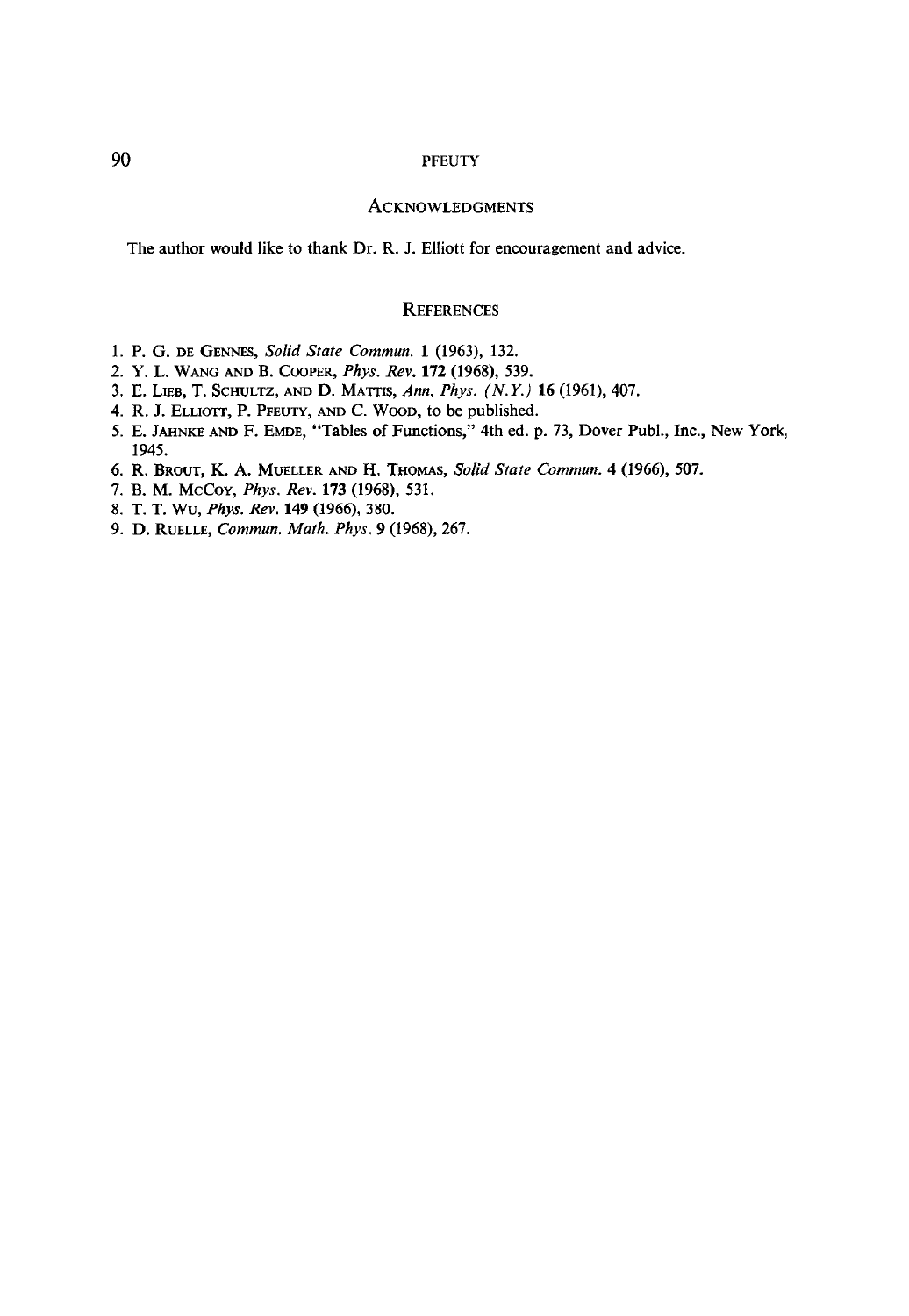## Acknowledgments

The author would like to thank Dr. R. J. Elliott for encouragement and advice.

## References

1. P. G. de Gennes, *Solid State Commun.* **1** (1963), 132.
2. Y. L. Wang and B. Cooper, *Phys. Rev.* **172** (1968), 539.
3. E. Lieb, T. Schultz, and D. Mattis, *Ann. Phys. (N.Y.)* **16** (1961), 407.
4. R. J. Elliott, P. Pfeuty, and C. Wood, to be published.
5. E. Jahnke and F. Emde, "Tables of Functions," 4th ed. p. 73, Dover Publ., Inc., New York, 1945.
6. R. Brout, K. A. Mueller and H. Thomas, *Solid State Commun.* **4** (1966), 507.
7. B. M. McCoy, *Phys. Rev.* **173** (1968), 531.
8. T. T. Wu, *Phys. Rev.* **149** (1966), 380.
9. D. Ruelle, *Commun. Math. Phys.* **9** (1968), 267.